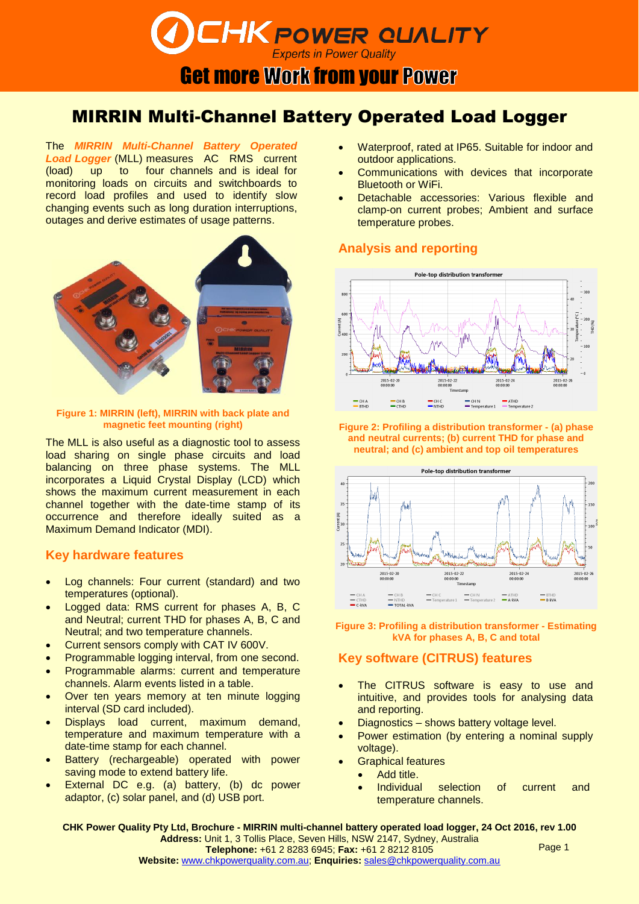# CHK POWER QUALITY

*Experts in Power Quality*

**Get more Work from your Power**

# MIRRIN Multi-Channel Battery Operated Load Logger

The ***MIRRIN Multi-Channel Battery Operated Load Logger*** (MLL) measures AC RMS current (load) up to four channels and is ideal for monitoring loads on circuits and switchboards to record load profiles and used to identify slow changing events such as long duration interruptions, outages and derive estimates of usage patterns.

**Figure 1: MIRRIN (left), MIRRIN with back plate and magnetic feet mounting (right)**

The MLL is also useful as a diagnostic tool to assess load sharing on single phase circuits and load balancing on three phase systems. The MLL incorporates a Liquid Crystal Display (LCD) which shows the maximum current measurement in each channel together with the date-time stamp of its occurrence and therefore ideally suited as a Maximum Demand Indicator (MDI).

## Key hardware features

- Log channels: Four current (standard) and two temperatures (optional).
- Logged data: RMS current for phases A, B, C and Neutral; current THD for phases A, B, C and Neutral; and two temperature channels.
- Current sensors comply with CAT IV 600V.
- Programmable logging interval, from one second.
- Programmable alarms: current and temperature channels. Alarm events listed in a table.
- Over ten years memory at ten minute logging interval (SD card included).
- Displays load current, maximum demand, temperature and maximum temperature with a date-time stamp for each channel.
- Battery (rechargeable) operated with power saving mode to extend battery life.
- External DC e.g. (a) battery, (b) dc power adaptor, (c) solar panel, and (d) USB port.
- Waterproof, rated at IP65. Suitable for indoor and outdoor applications.
- Communications with devices that incorporate Bluetooth or WiFi.
- Detachable accessories: Various flexible and clamp-on current probes; Ambient and surface temperature probes.

## Analysis and reporting

**Figure 2: Profiling a distribution transformer - (a) phase and neutral currents; (b) current THD for phase and neutral; and (c) ambient and top oil temperatures**

**Figure 3: Profiling a distribution transformer - Estimating kVA for phases A, B, C and total**

## Key software (CITRUS) features

- The CITRUS software is easy to use and intuitive, and provides tools for analysing data and reporting.
- Diagnostics – shows battery voltage level.
- Power estimation (by entering a nominal supply voltage).
- Graphical features
  - Add title.
  - Individual selection of current and temperature channels.

**CHK Power Quality Pty Ltd, Brochure - MIRRIN multi-channel battery operated load logger, 24 Oct 2016, rev 1.00**
**Address:** Unit 1, 3 Tollis Place, Seven Hills, NSW 2147, Sydney, Australia
**Telephone:** +61 2 8283 6945; **Fax:** +61 2 8212 8105
**Website:** www.chkpowerquality.com.au; **Enquiries:** sales@chkpowerquality.com.au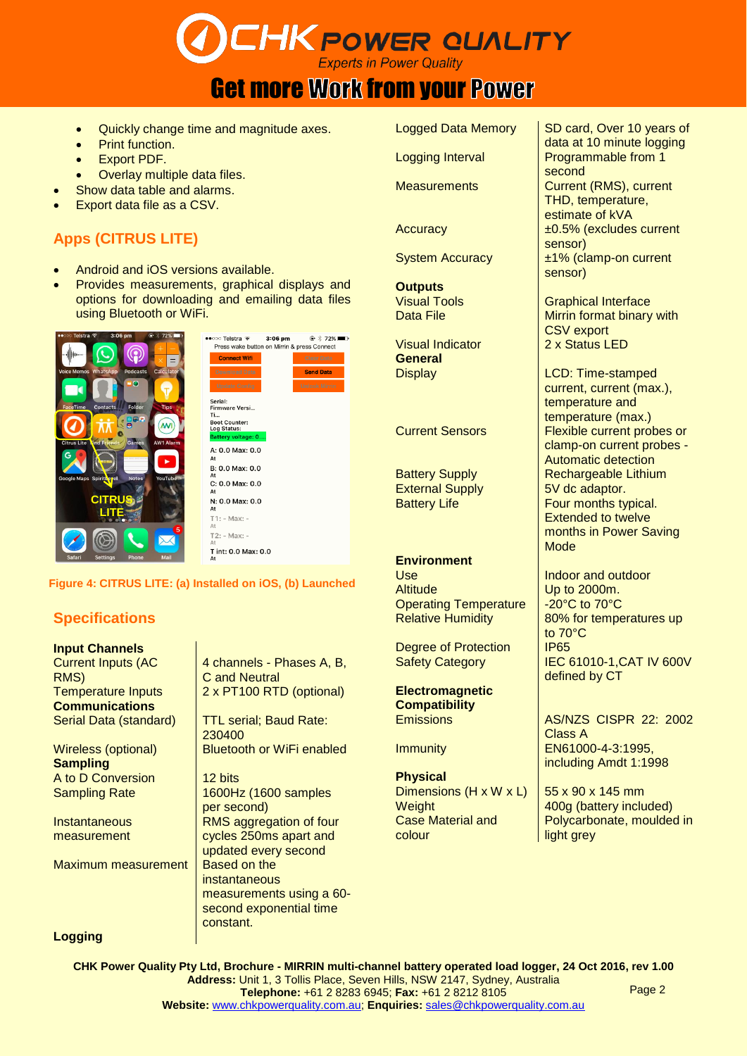- Quickly change time and magnitude axes.
- Print function.
- Export PDF.
- Overlay multiple data files.

- Show data table and alarms.
- Export data file as a CSV.

## Apps (CITRUS LITE)

- Android and iOS versions available.
- Provides measurements, graphical displays and options for downloading and emailing data files using Bluetooth or WiFi.

Figure 4: CITRUS LITE: (a) Installed on iOS, (b) Launched

## Specifications

| | |
|---|---|
| **Input Channels** | |
| Current Inputs (AC RMS) | 4 channels - Phases A, B, C and Neutral |
| Temperature Inputs | 2 x PT100 RTD (optional) |
| **Communications** | |
| Serial Data (standard) | TTL serial; Baud Rate: 230400 |
| Wireless (optional) | Bluetooth or WiFi enabled |
| **Sampling** | |
| A to D Conversion | 12 bits |
| Sampling Rate | 1600Hz (1600 samples per second) |
| Instantaneous measurement | RMS aggregation of four cycles 250ms apart and updated every second |
| Maximum measurement | Based on the instantaneous measurements using a 60-second exponential time constant. |
| **Logging** | |
| Logged Data Memory | SD card, Over 10 years of data at 10 minute logging |
| Logging Interval | Programmable from 1 second |
| Measurements | Current (RMS), current THD, temperature, estimate of kVA |
| Accuracy | ±0.5% (excludes current sensor) |
| System Accuracy | ±1% (clamp-on current sensor) |
| **Outputs** | |
| Visual Tools | Graphical Interface |
| Data File | Mirrin format binary with CSV export |
| Visual Indicator | 2 x Status LED |
| **General** | |
| Display | LCD: Time-stamped current, current (max.), temperature and temperature (max.) |
| Current Sensors | Flexible current probes or clamp-on current probes - Automatic detection |
| Battery Supply | Rechargeable Lithium |
| External Supply | 5V dc adaptor. |
| Battery Life | Four months typical. Extended to twelve months in Power Saving Mode |
| **Environment** | |
| Use | Indoor and outdoor |
| Altitude | Up to 2000m. |
| Operating Temperature | -20°C to 70°C |
| Relative Humidity | 80% for temperatures up to 70°C |
| Degree of Protection | IP65 |
| Safety Category | IEC 61010-1,CAT IV 600V defined by CT |
| **Electromagnetic Compatibility** | |
| Emissions | AS/NZS CISPR 22: 2002 Class A |
| Immunity | EN61000-4-3:1995, including Amdt 1:1998 |
| **Physical** | |
| Dimensions (H x W x L) | 55 x 90 x 145 mm |
| Weight | 400g (battery included) |
| Case Material and colour | Polycarbonate, moulded in light grey |